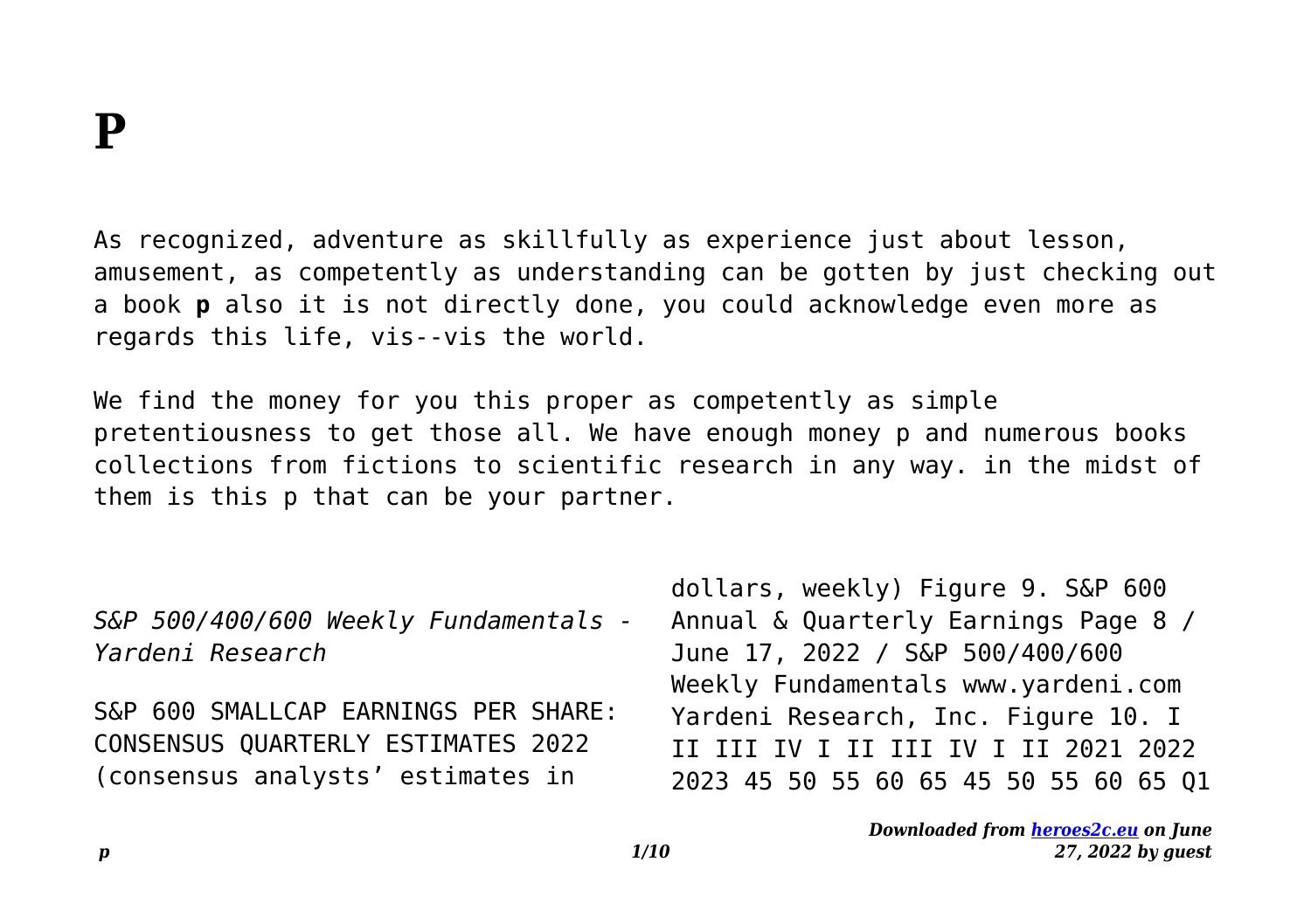# P

As recognized, adventure as skillfully as experience just about lesson, amusement, as competently as understanding can be gotten by just checking out a book **p** also it is not directly done, you could acknowledge even more as regards this life, vis--vis the world.

We find the money for you this proper as competently as simple pretentiousness to get those all. We have enough money p and numerous books collections from fictions to scientific research in any way. in the midst of them is this p that can be your partner.

*S&P 500/400/600 Weekly Fundamentals - Yardeni Research*

S&P 600 SMALLCAP EARNINGS PER SHARE: CONSENSUS QUARTERLY ESTIMATES 2022 (consensus analysts' estimates in dollars, weekly) Figure 9. S&P 600 Annual & Quarterly Earnings Page 8 / June 17, 2022 / S&P 500/400/600 Weekly Fundamentals www.yardeni.com Yardeni Research, Inc. Figure 10. I II III IV I II III IV I II 2021 2022 2023 45 50 55 60 65 45 50 55 60 65 Q1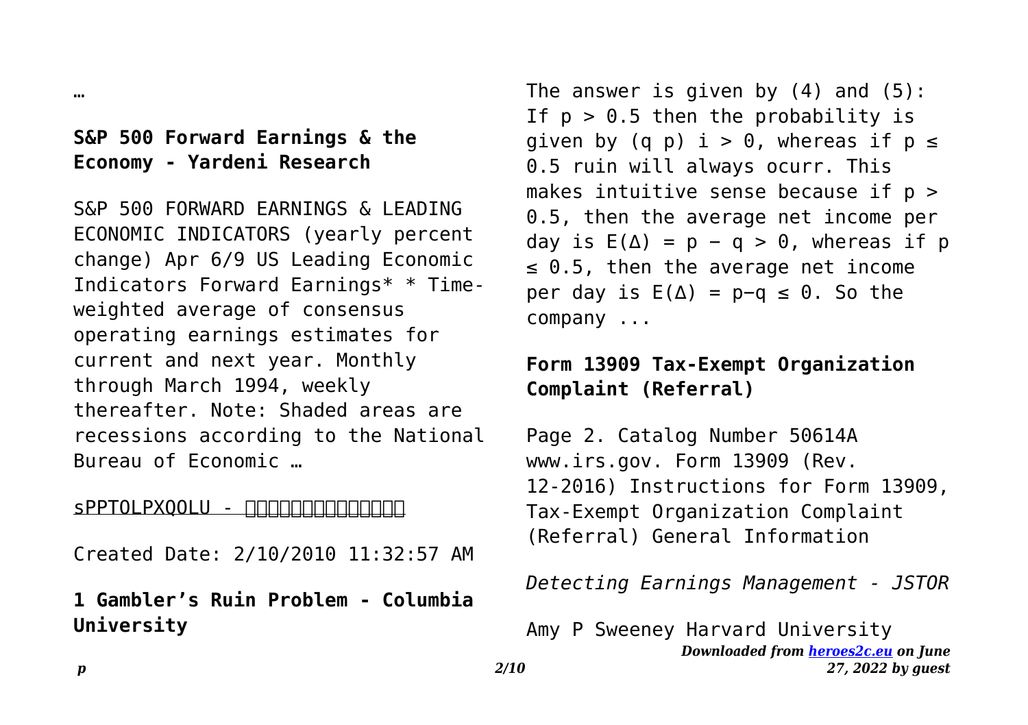…

**S&P 500 Forward Earnings & the Economy - Yardeni Research**

S&P 500 FORWARD EARNINGS & LEADING ECONOMIC INDICATORS (yearly percent change) Apr 6/9 US Leading Economic Indicators Forward Earnings* * Time-weighted average of consensus operating earnings estimates for current and next year. Monthly through March 1994, weekly thereafter. Note: Shaded areas are recessions according to the National Bureau of Economic …

sPPTOLPXQOLU - □□□□□□□□□□□□□□

Created Date: 2/10/2010 11:32:57 AM

**1 Gambler's Ruin Problem - Columbia University**

The answer is given by (4) and (5): If $p > 0.5$ then the probability is given by (q p) $i > 0$, whereas if $p \leq 0.5$ ruin will always ocurr. This makes intuitive sense because if $p > 0.5$, then the average net income per day is $E(\Delta) = p - q > 0$, whereas if $p \leq 0.5$, then the average net income per day is $E(\Delta) = p - q \leq 0$. So the company ...

**Form 13909 Tax-Exempt Organization Complaint (Referral)**

Page 2. Catalog Number 50614A www.irs.gov. Form 13909 (Rev. 12-2016) Instructions for Form 13909, Tax-Exempt Organization Complaint (Referral) General Information

*Detecting Earnings Management - JSTOR*

Amy P Sweeney Harvard University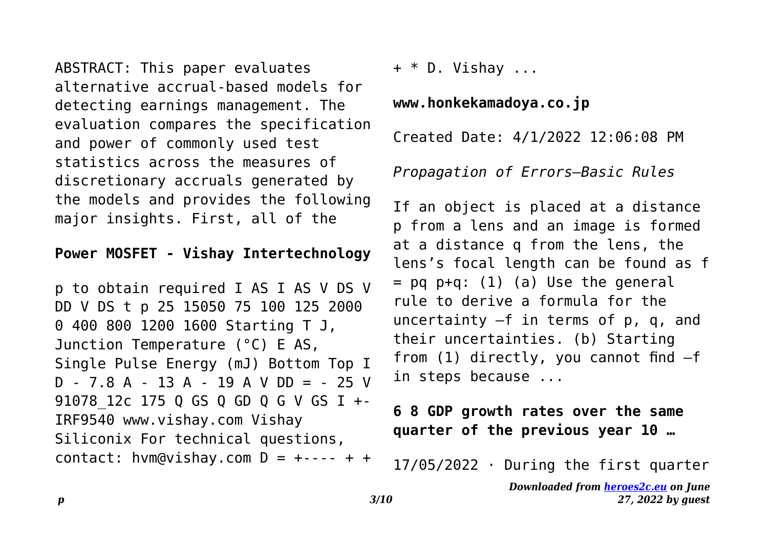ABSTRACT: This paper evaluates alternative accrual-based models for detecting earnings management. The evaluation compares the specification and power of commonly used test statistics across the measures of discretionary accruals generated by the models and provides the following major insights. First, all of the

**Power MOSFET - Vishay Intertechnology**

p to obtain required I AS I AS V DS V DD V DS t p 25 15050 75 100 125 2000 0 400 800 1200 1600 Starting T J, Junction Temperature (°C) E AS, Single Pulse Energy (mJ) Bottom Top I D - 7.8 A - 13 A - 19 A V DD = - 25 V 91078_12c 175 Q GS Q GD Q G V GS I +- IRF9540 www.vishay.com Vishay Siliconix For technical questions, contact: hvm@vishay.com D = +---- + + + * D. Vishay ...

**www.honkekamadoya.co.jp**

Created Date: 4/1/2022 12:06:08 PM

*Propagation of Errors—Basic Rules*

If an object is placed at a distance p from a lens and an image is formed at a distance q from the lens, the lens's focal length can be found as f = pq p+q: (1) (a) Use the general rule to derive a formula for the uncertainty –f in terms of p, q, and their uncertainties. (b) Starting from (1) directly, you cannot find –f in steps because ...

**6 8 GDP growth rates over the same quarter of the previous year 10 …**

17/05/2022 · During the first quarter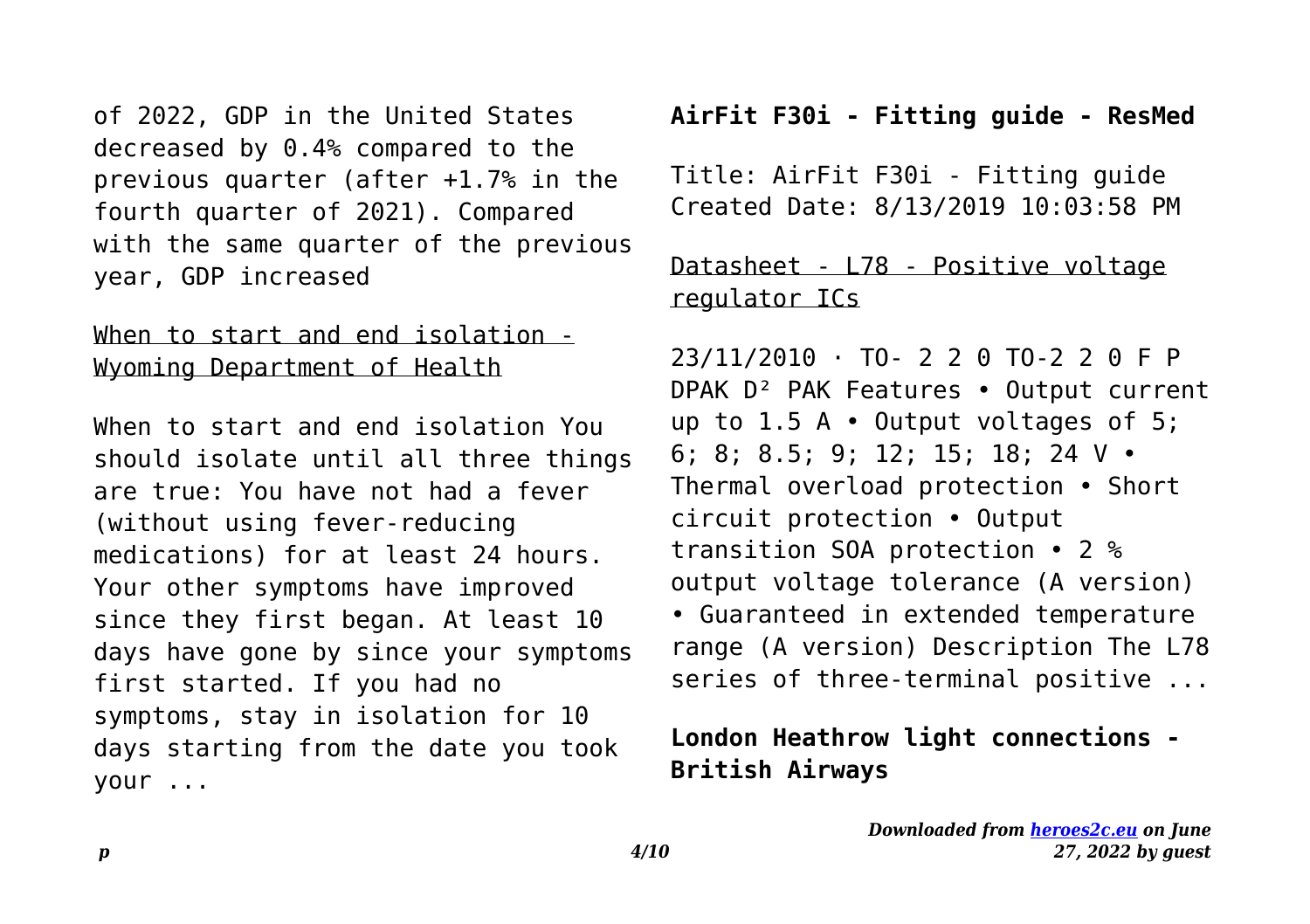of 2022, GDP in the United States decreased by 0.4% compared to the previous quarter (after +1.7% in the fourth quarter of 2021). Compared with the same quarter of the previous year, GDP increased

When to start and end isolation - Wyoming Department of Health

When to start and end isolation You should isolate until all three things are true: You have not had a fever (without using fever-reducing medications) for at least 24 hours. Your other symptoms have improved since they first began. At least 10 days have gone by since your symptoms first started. If you had no symptoms, stay in isolation for 10 days starting from the date you took your ...

**AirFit F30i - Fitting guide - ResMed**

Title: AirFit F30i - Fitting guide Created Date: 8/13/2019 10:03:58 PM

Datasheet - L78 - Positive voltage regulator ICs

23/11/2010 · TO- 2 2 0 TO-2 2 0 F P DPAK $D^2$ PAK Features • Output current up to 1.5 A • Output voltages of 5; 6; 8; 8.5; 9; 12; 15; 18; 24 V • Thermal overload protection • Short circuit protection • Output transition SOA protection • 2 % output voltage tolerance (A version) • Guaranteed in extended temperature range (A version) Description The L78 series of three-terminal positive ...

**London Heathrow light connections - British Airways**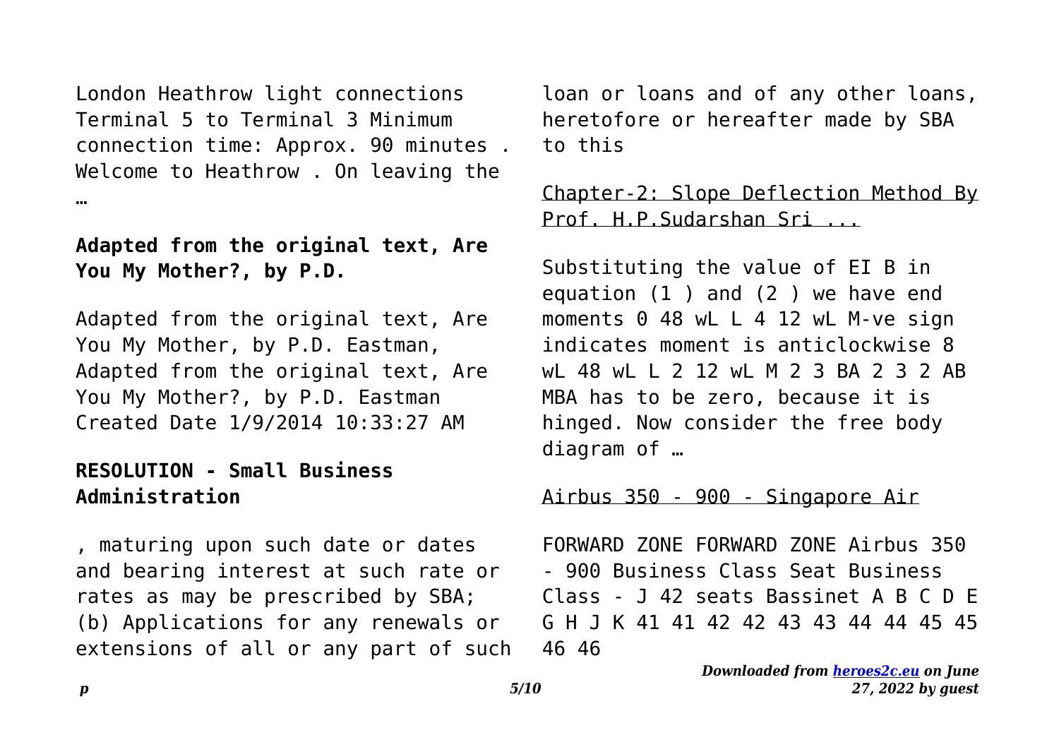London Heathrow light connections Terminal 5 to Terminal 3 Minimum connection time: Approx. 90 minutes . Welcome to Heathrow . On leaving the …

**Adapted from the original text, Are You My Mother?, by P.D.**

Adapted from the original text, Are You My Mother, by P.D. Eastman, Adapted from the original text, Are You My Mother?, by P.D. Eastman Created Date 1/9/2014 10:33:27 AM

**RESOLUTION - Small Business Administration**

, maturing upon such date or dates and bearing interest at such rate or rates as may be prescribed by SBA; (b) Applications for any renewals or extensions of all or any part of such loan or loans and of any other loans, heretofore or hereafter made by SBA to this

Chapter-2: Slope Deflection Method By Prof. H.P.Sudarshan Sri ...

Substituting the value of EI B in equation (1 ) and (2 ) we have end moments 0 48 wL L 4 12 wL M-ve sign indicates moment is anticlockwise 8 wL 48 wL L 2 12 wL M 2 3 BA 2 3 2 AB MBA has to be zero, because it is hinged. Now consider the free body diagram of …

Airbus 350 - 900 - Singapore Air

FORWARD ZONE FORWARD ZONE Airbus 350 - 900 Business Class Seat Business Class - J 42 seats Bassinet A B C D E G H J K 41 41 42 42 43 43 44 44 45 45 46 46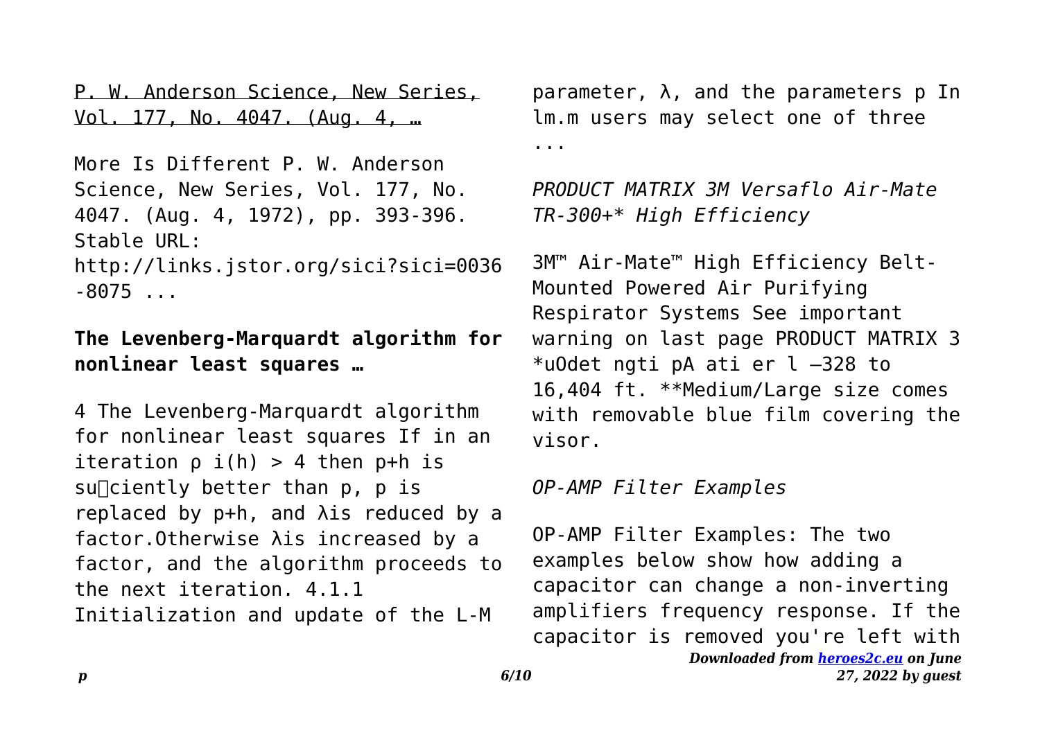P. W. Anderson Science, New Series, Vol. 177, No. 4047. (Aug. 4, …

More Is Different P. W. Anderson Science, New Series, Vol. 177, No. 4047. (Aug. 4, 1972), pp. 393-396. Stable URL: http://links.jstor.org/sici?sici=0036-8075 ...

**The Levenberg-Marquardt algorithm for nonlinear least squares …**

4 The Levenberg-Marquardt algorithm for nonlinear least squares If in an iteration $\rho$ i(h) > 4 then p+h is su�ciently better than p, p is replaced by p+h, and $\lambda$is reduced by a factor.Otherwise $\lambda$is increased by a factor, and the algorithm proceeds to the next iteration. 4.1.1 Initialization and update of the L-M parameter, $\lambda$, and the parameters p In lm.m users may select one of three ...

*PRODUCT MATRIX 3M Versaflo Air-Mate TR-300+* High Efficiency*

3M™ Air-Mate™ High Efficiency Belt-Mounted Powered Air Purifying Respirator Systems See important warning on last page PRODUCT MATRIX 3 *uOdet ngti pA ati er l –328 to 16,404 ft. **Medium/Large size comes with removable blue film covering the visor.

*OP-AMP Filter Examples*

OP-AMP Filter Examples: The two examples below show how adding a capacitor can change a non-inverting amplifiers frequency response. If the capacitor is removed you're left with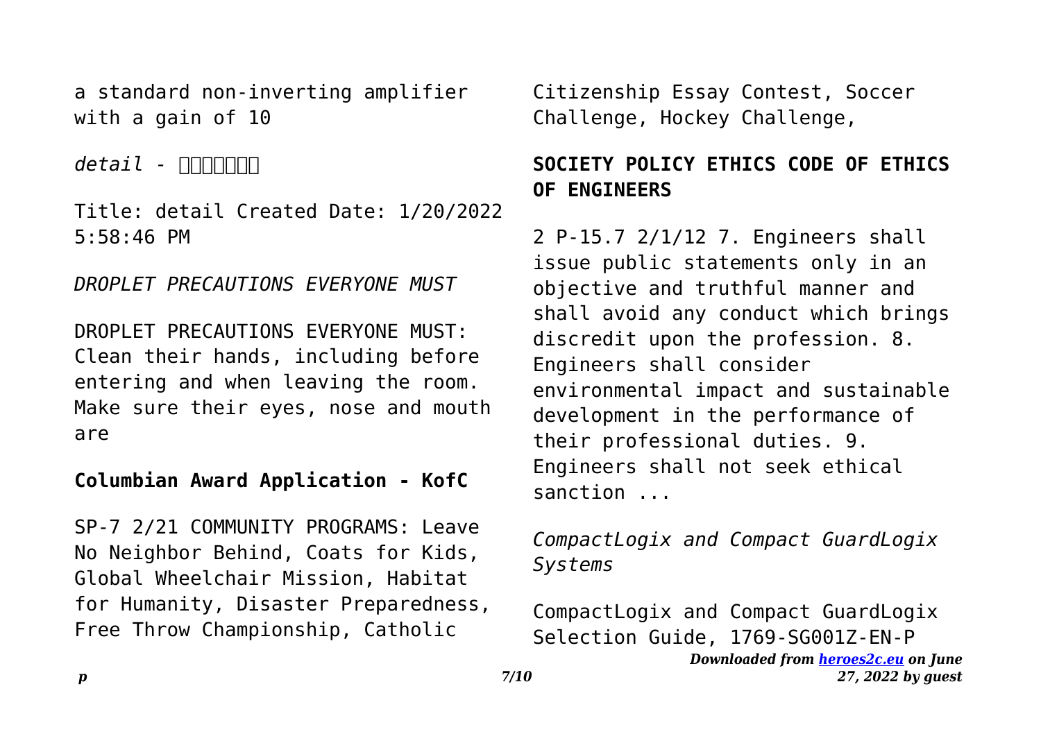a standard non-inverting amplifier with a gain of 10

*detail - □□□□□□□*

Title: detail Created Date: 1/20/2022 5:58:46 PM

*DROPLET PRECAUTIONS EVERYONE MUST*

DROPLET PRECAUTIONS EVERYONE MUST: Clean their hands, including before entering and when leaving the room. Make sure their eyes, nose and mouth are

**Columbian Award Application - KofC**

SP-7 2/21 COMMUNITY PROGRAMS: Leave No Neighbor Behind, Coats for Kids, Global Wheelchair Mission, Habitat for Humanity, Disaster Preparedness, Free Throw Championship, Catholic Citizenship Essay Contest, Soccer Challenge, Hockey Challenge,

**SOCIETY POLICY ETHICS CODE OF ETHICS OF ENGINEERS**

2 P-15.7 2/1/12 7. Engineers shall issue public statements only in an objective and truthful manner and shall avoid any conduct which brings discredit upon the profession. 8. Engineers shall consider environmental impact and sustainable development in the performance of their professional duties. 9. Engineers shall not seek ethical sanction ...

*CompactLogix and Compact GuardLogix Systems*

CompactLogix and Compact GuardLogix Selection Guide, 1769-SG001Z-EN-P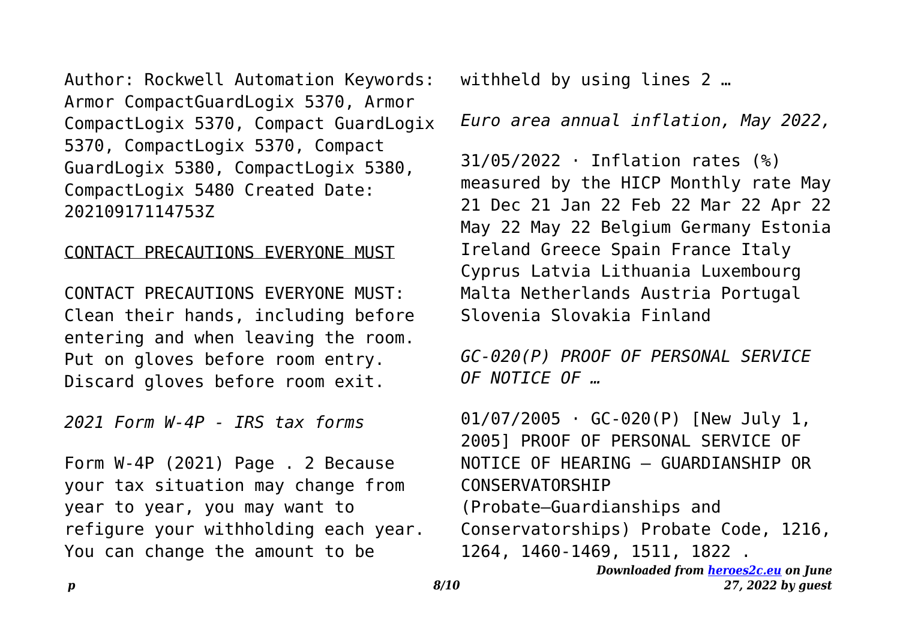Author: Rockwell Automation Keywords: Armor CompactGuardLogix 5370, Armor CompactLogix 5370, Compact GuardLogix 5370, CompactLogix 5370, Compact GuardLogix 5380, CompactLogix 5380, CompactLogix 5480 Created Date: 20210917114753Z

CONTACT PRECAUTIONS EVERYONE MUST

CONTACT PRECAUTIONS EVERYONE MUST: Clean their hands, including before entering and when leaving the room. Put on gloves before room entry. Discard gloves before room exit.

*2021 Form W-4P - IRS tax forms*

Form W-4P (2021) Page . 2 Because your tax situation may change from year to year, you may want to refigure your withholding each year. You can change the amount to be withheld by using lines 2 …

*Euro area annual inflation, May 2022,*

31/05/2022 · Inflation rates (%) measured by the HICP Monthly rate May 21 Dec 21 Jan 22 Feb 22 Mar 22 Apr 22 May 22 May 22 Belgium Germany Estonia Ireland Greece Spain France Italy Cyprus Latvia Lithuania Luxembourg Malta Netherlands Austria Portugal Slovenia Slovakia Finland

*GC-020(P) PROOF OF PERSONAL SERVICE OF NOTICE OF …*

01/07/2005 · GC-020(P) [New July 1, 2005] PROOF OF PERSONAL SERVICE OF NOTICE OF HEARING — GUARDIANSHIP OR CONSERVATORSHIP (Probate—Guardianships and Conservatorships) Probate Code, 1216, 1264, 1460-1469, 1511, 1822 .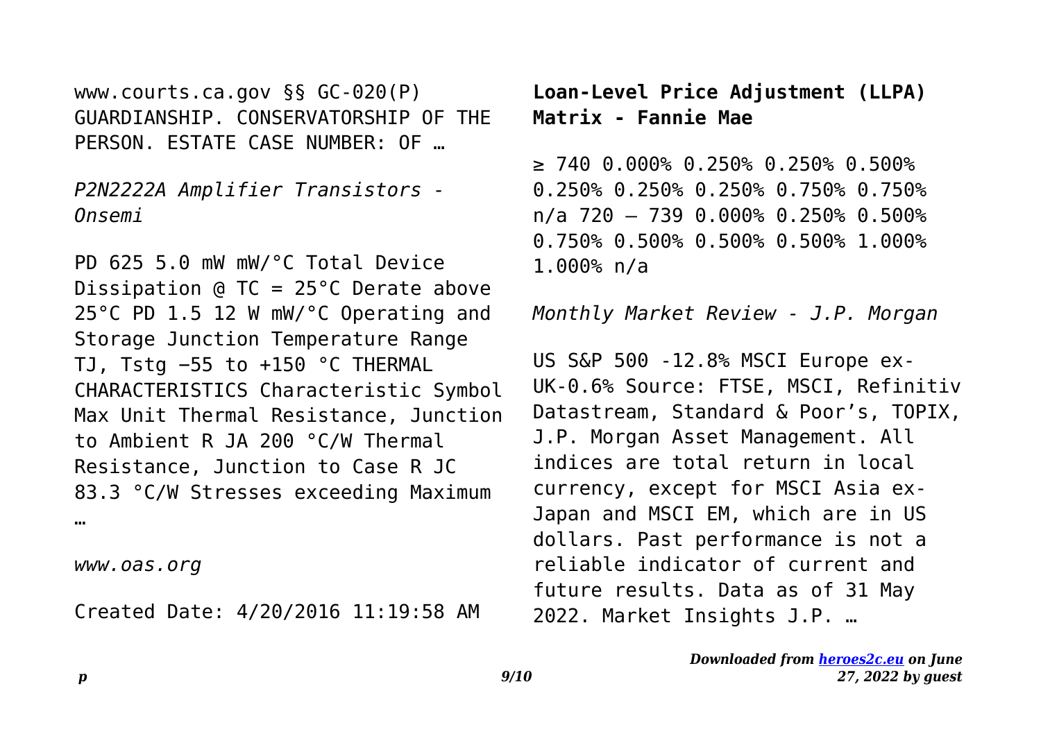www.courts.ca.gov §§ GC-020(P) GUARDIANSHIP. CONSERVATORSHIP OF THE PERSON. ESTATE CASE NUMBER: OF …

*P2N2222A Amplifier Transistors - Onsemi*

PD 625 5.0 mW mW/°C Total Device Dissipation @ TC = 25°C Derate above 25°C PD 1.5 12 W mW/°C Operating and Storage Junction Temperature Range TJ, Tstg −55 to +150 °C THERMAL CHARACTERISTICS Characteristic Symbol Max Unit Thermal Resistance, Junction to Ambient R JA 200 °C/W Thermal Resistance, Junction to Case R JC 83.3 °C/W Stresses exceeding Maximum …

*www.oas.org*

Created Date: 4/20/2016 11:19:58 AM

**Loan-Level Price Adjustment (LLPA) Matrix - Fannie Mae**

≥ 740 0.000% 0.250% 0.250% 0.500% 0.250% 0.250% 0.250% 0.750% 0.750% n/a 720 – 739 0.000% 0.250% 0.500% 0.750% 0.500% 0.500% 0.500% 1.000% 1.000% n/a

*Monthly Market Review - J.P. Morgan*

US S&P 500 -12.8% MSCI Europe ex-UK-0.6% Source: FTSE, MSCI, Refinitiv Datastream, Standard & Poor's, TOPIX, J.P. Morgan Asset Management. All indices are total return in local currency, except for MSCI Asia ex-Japan and MSCI EM, which are in US dollars. Past performance is not a reliable indicator of current and future results. Data as of 31 May 2022. Market Insights J.P. …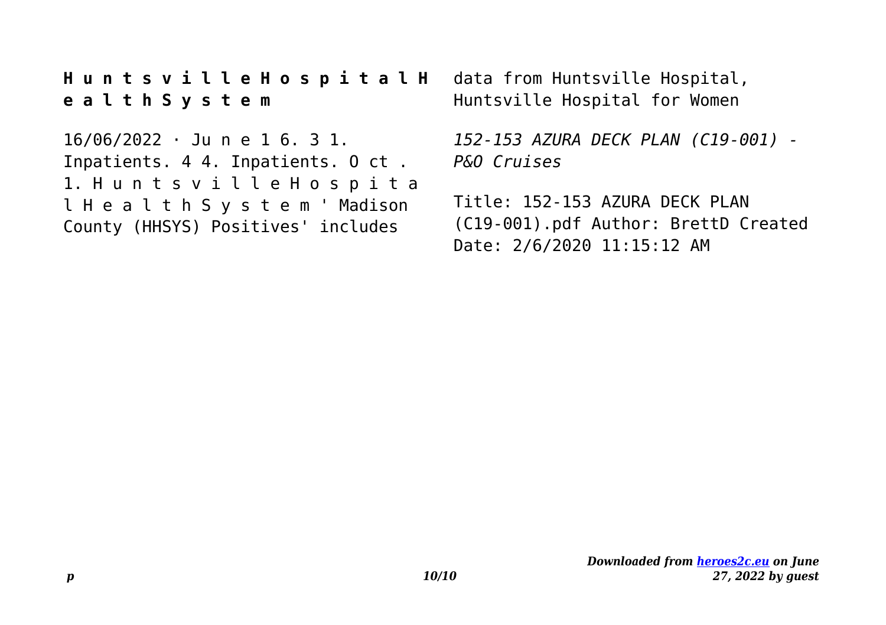**H u n t s v i l l e H o s p i t a l H e a l t h S y s t e m**

16/06/2022 · Ju n e 1 6. 3 1. Inpatients. 4 4. Inpatients. O ct . 1. H u n t s v i l l e H o s p i t a l H e a l t h S y s t e m ' Madison County (HHSYS) Positives' includes data from Huntsville Hospital, Huntsville Hospital for Women

*152-153 AZURA DECK PLAN (C19-001) - P&O Cruises*

Title: 152-153 AZURA DECK PLAN (C19-001).pdf Author: BrettD Created Date: 2/6/2020 11:15:12 AM